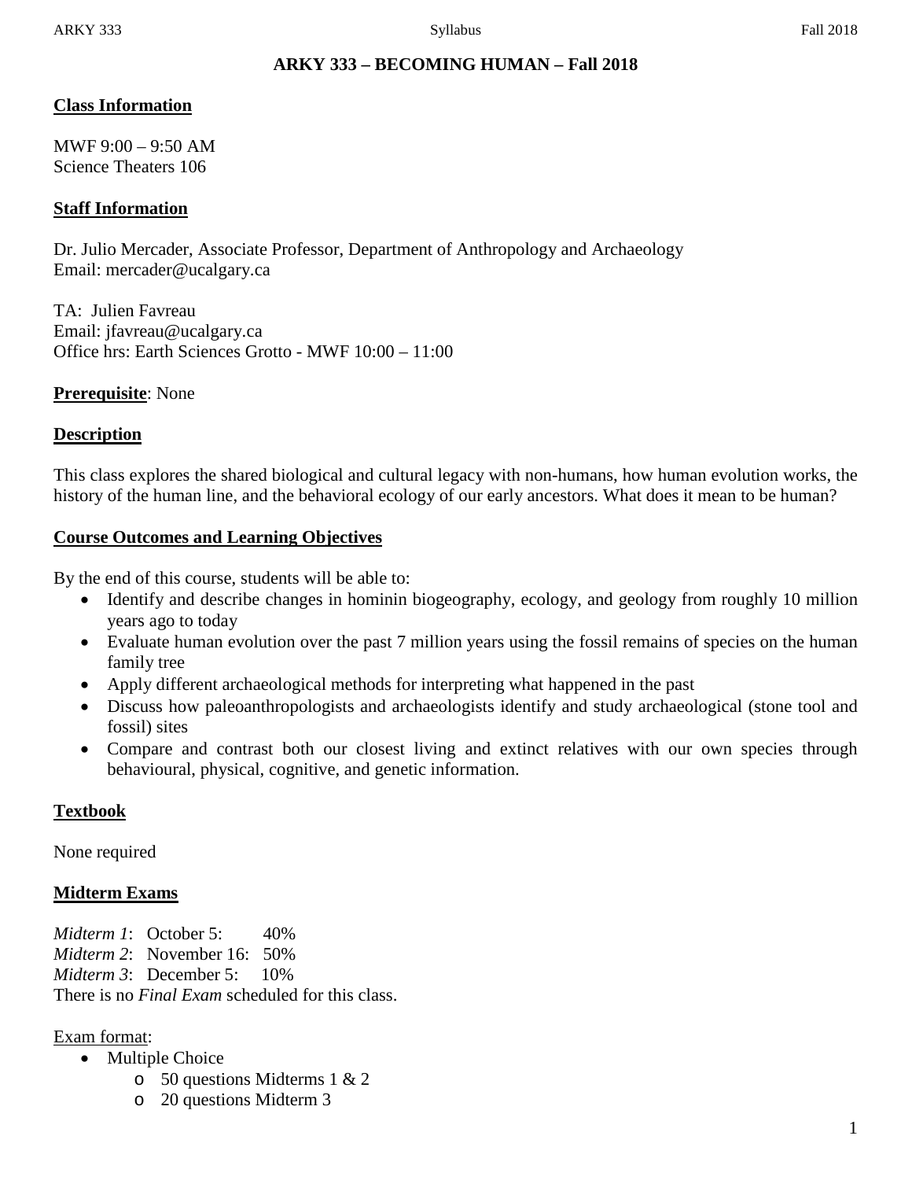# ARKY 333 – BECOMING HUMAN – Fall 2018

## Class Information

MWF 9:00 – 9:50 AM
Science Theaters 106

## Staff Information

Dr. Julio Mercader, Associate Professor, Department of Anthropology and Archaeology
Email: mercader@ucalgary.ca

TA: Julien Favreau
Email: jfavreau@ucalgary.ca
Office hrs: Earth Sciences Grotto - MWF 10:00 – 11:00

**Prerequisite**: None

## Description

This class explores the shared biological and cultural legacy with non-humans, how human evolution works, the history of the human line, and the behavioral ecology of our early ancestors. What does it mean to be human?

## Course Outcomes and Learning Objectives

By the end of this course, students will be able to:

- Identify and describe changes in hominin biogeography, ecology, and geology from roughly 10 million years ago to today
- Evaluate human evolution over the past 7 million years using the fossil remains of species on the human family tree
- Apply different archaeological methods for interpreting what happened in the past
- Discuss how paleoanthropologists and archaeologists identify and study archaeological (stone tool and fossil) sites
- Compare and contrast both our closest living and extinct relatives with our own species through behavioural, physical, cognitive, and genetic information.

## Textbook

None required

## Midterm Exams

*Midterm 1*: October 5: 40%
*Midterm 2*: November 16: 50%
*Midterm 3*: December 5: 10%
There is no *Final Exam* scheduled for this class.

Exam format:

- Multiple Choice
  - 50 questions Midterms 1 & 2
  - 20 questions Midterm 3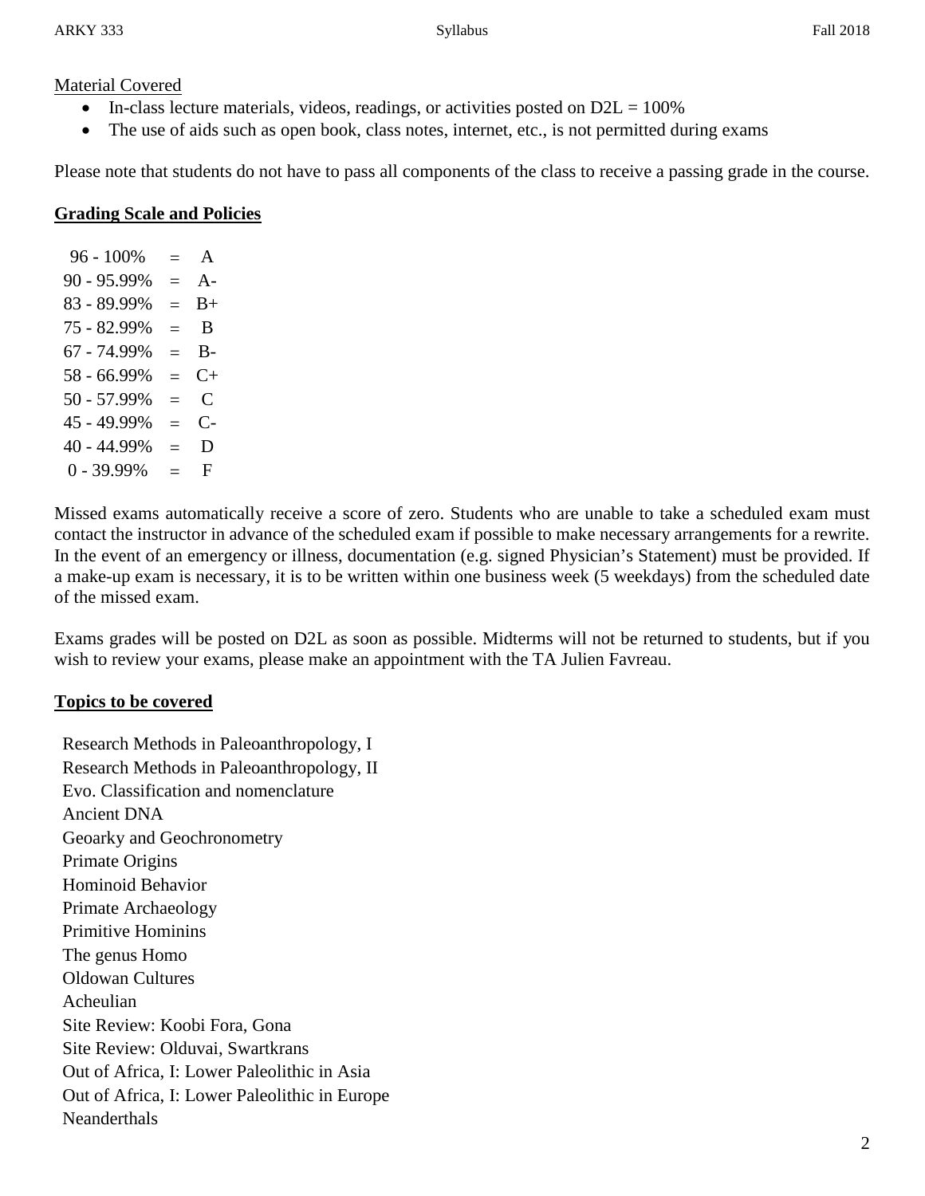Material Covered

- In-class lecture materials, videos, readings, or activities posted on D2L = 100%
- The use of aids such as open book, class notes, internet, etc., is not permitted during exams

Please note that students do not have to pass all components of the class to receive a passing grade in the course.

## Grading Scale and Policies

| | | |
|---|---|---|
| 96 - 100% | = | A |
| 90 - 95.99% | = | A- |
| 83 - 89.99% | = | B+ |
| 75 - 82.99% | = | B |
| 67 - 74.99% | = | B- |
| 58 - 66.99% | = | C+ |
| 50 - 57.99% | = | C |
| 45 - 49.99% | = | C- |
| 40 - 44.99% | = | D |
| 0 - 39.99% | = | F |

Missed exams automatically receive a score of zero. Students who are unable to take a scheduled exam must contact the instructor in advance of the scheduled exam if possible to make necessary arrangements for a rewrite. In the event of an emergency or illness, documentation (e.g. signed Physician's Statement) must be provided. If a make-up exam is necessary, it is to be written within one business week (5 weekdays) from the scheduled date of the missed exam.

Exams grades will be posted on D2L as soon as possible. Midterms will not be returned to students, but if you wish to review your exams, please make an appointment with the TA Julien Favreau.

## Topics to be covered

Research Methods in Paleoanthropology, I
Research Methods in Paleoanthropology, II
Evo. Classification and nomenclature
Ancient DNA
Geoarky and Geochronometry
Primate Origins
Hominoid Behavior
Primate Archaeology
Primitive Hominins
The genus Homo
Oldowan Cultures
Acheulian
Site Review: Koobi Fora, Gona
Site Review: Olduvai, Swartkrans
Out of Africa, I: Lower Paleolithic in Asia
Out of Africa, I: Lower Paleolithic in Europe
Neanderthals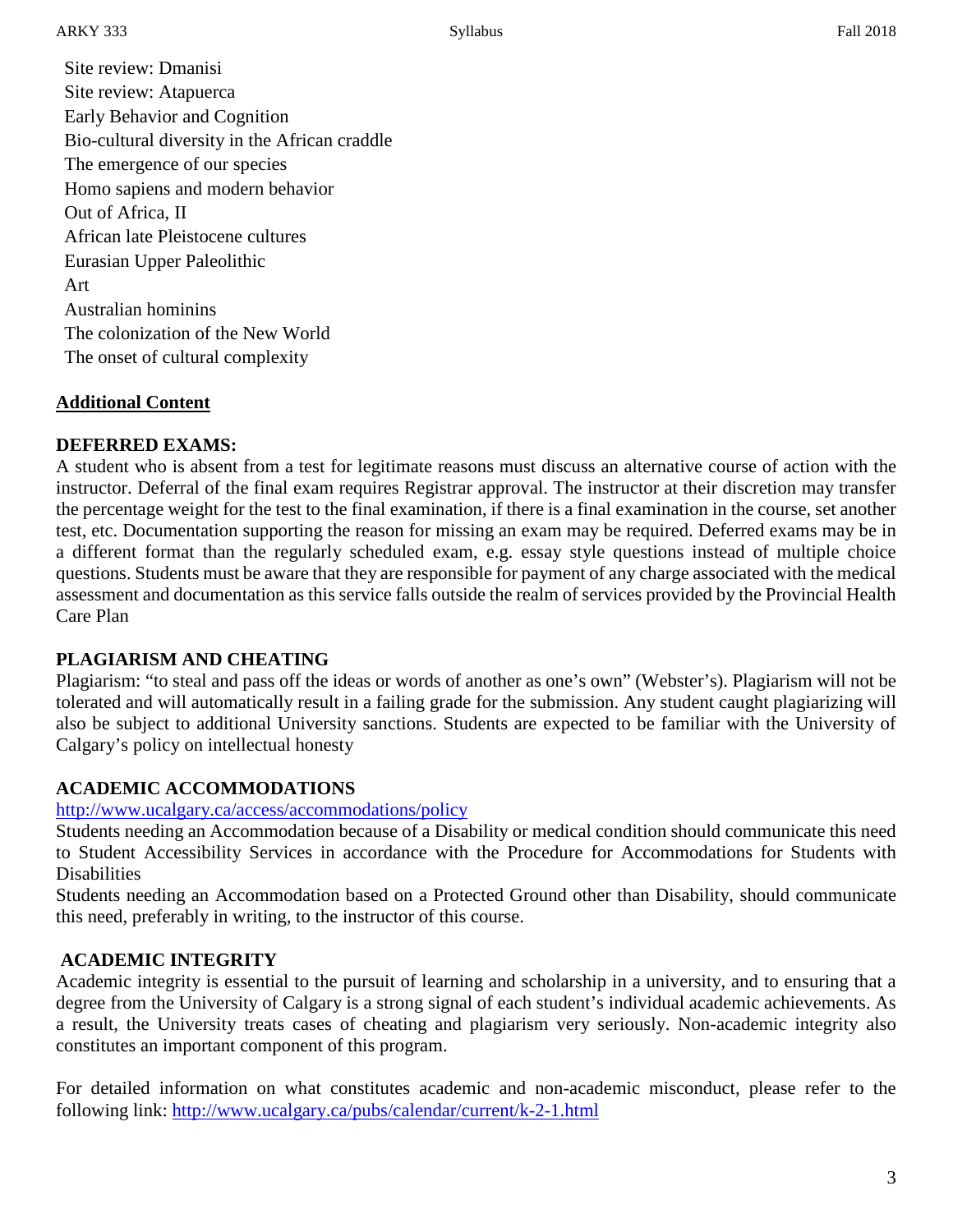Site review: Dmanisi
Site review: Atapuerca
Early Behavior and Cognition
Bio-cultural diversity in the African craddle
The emergence of our species
Homo sapiens and modern behavior
Out of Africa, II
African late Pleistocene cultures
Eurasian Upper Paleolithic
Art
Australian hominins
The colonization of the New World
The onset of cultural complexity

## Additional Content

### DEFERRED EXAMS:

A student who is absent from a test for legitimate reasons must discuss an alternative course of action with the instructor. Deferral of the final exam requires Registrar approval. The instructor at their discretion may transfer the percentage weight for the test to the final examination, if there is a final examination in the course, set another test, etc. Documentation supporting the reason for missing an exam may be required. Deferred exams may be in a different format than the regularly scheduled exam, e.g. essay style questions instead of multiple choice questions. Students must be aware that they are responsible for payment of any charge associated with the medical assessment and documentation as this service falls outside the realm of services provided by the Provincial Health Care Plan

### PLAGIARISM AND CHEATING

Plagiarism: "to steal and pass off the ideas or words of another as one's own" (Webster's). Plagiarism will not be tolerated and will automatically result in a failing grade for the submission. Any student caught plagiarizing will also be subject to additional University sanctions. Students are expected to be familiar with the University of Calgary's policy on intellectual honesty

### ACADEMIC ACCOMMODATIONS

http://www.ucalgary.ca/access/accommodations/policy

Students needing an Accommodation because of a Disability or medical condition should communicate this need to Student Accessibility Services in accordance with the Procedure for Accommodations for Students with Disabilities

Students needing an Accommodation based on a Protected Ground other than Disability, should communicate this need, preferably in writing, to the instructor of this course.

### ACADEMIC INTEGRITY

Academic integrity is essential to the pursuit of learning and scholarship in a university, and to ensuring that a degree from the University of Calgary is a strong signal of each student's individual academic achievements. As a result, the University treats cases of cheating and plagiarism very seriously. Non-academic integrity also constitutes an important component of this program.

For detailed information on what constitutes academic and non-academic misconduct, please refer to the following link: http://www.ucalgary.ca/pubs/calendar/current/k-2-1.html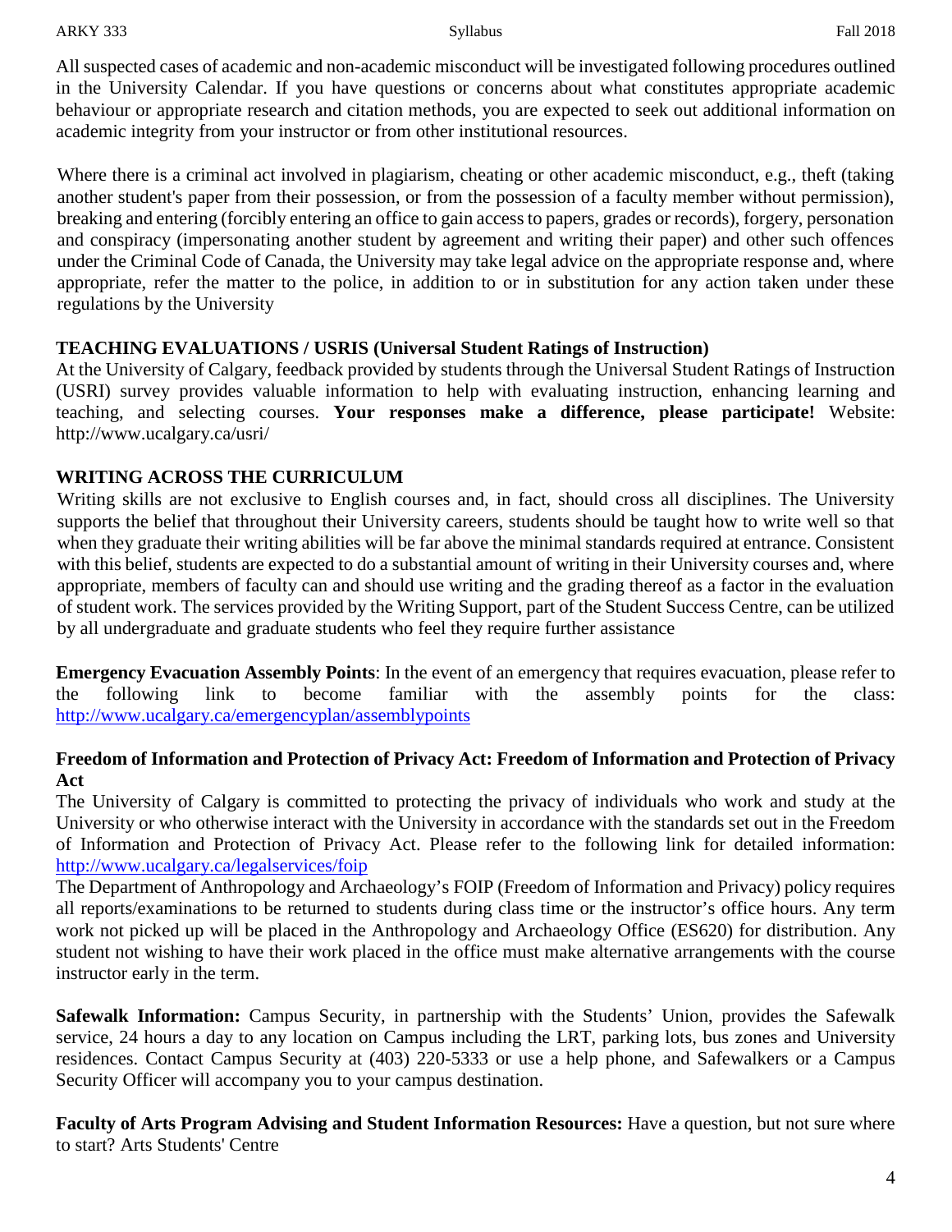All suspected cases of academic and non-academic misconduct will be investigated following procedures outlined in the University Calendar. If you have questions or concerns about what constitutes appropriate academic behaviour or appropriate research and citation methods, you are expected to seek out additional information on academic integrity from your instructor or from other institutional resources.

Where there is a criminal act involved in plagiarism, cheating or other academic misconduct, e.g., theft (taking another student's paper from their possession, or from the possession of a faculty member without permission), breaking and entering (forcibly entering an office to gain access to papers, grades or records), forgery, personation and conspiracy (impersonating another student by agreement and writing their paper) and other such offences under the Criminal Code of Canada, the University may take legal advice on the appropriate response and, where appropriate, refer the matter to the police, in addition to or in substitution for any action taken under these regulations by the University

**TEACHING EVALUATIONS / USRIS (Universal Student Ratings of Instruction)**
At the University of Calgary, feedback provided by students through the Universal Student Ratings of Instruction (USRI) survey provides valuable information to help with evaluating instruction, enhancing learning and teaching, and selecting courses. **Your responses make a difference, please participate!** Website: http://www.ucalgary.ca/usri/

**WRITING ACROSS THE CURRICULUM**
Writing skills are not exclusive to English courses and, in fact, should cross all disciplines. The University supports the belief that throughout their University careers, students should be taught how to write well so that when they graduate their writing abilities will be far above the minimal standards required at entrance. Consistent with this belief, students are expected to do a substantial amount of writing in their University courses and, where appropriate, members of faculty can and should use writing and the grading thereof as a factor in the evaluation of student work. The services provided by the Writing Support, part of the Student Success Centre, can be utilized by all undergraduate and graduate students who feel they require further assistance

**Emergency Evacuation Assembly Points**: In the event of an emergency that requires evacuation, please refer to the following link to become familiar with the assembly points for the class: http://www.ucalgary.ca/emergencyplan/assemblypoints

**Freedom of Information and Protection of Privacy Act: Freedom of Information and Protection of Privacy Act**
The University of Calgary is committed to protecting the privacy of individuals who work and study at the University or who otherwise interact with the University in accordance with the standards set out in the Freedom of Information and Protection of Privacy Act. Please refer to the following link for detailed information: http://www.ucalgary.ca/legalservices/foip
The Department of Anthropology and Archaeology's FOIP (Freedom of Information and Privacy) policy requires all reports/examinations to be returned to students during class time or the instructor's office hours. Any term work not picked up will be placed in the Anthropology and Archaeology Office (ES620) for distribution. Any student not wishing to have their work placed in the office must make alternative arrangements with the course instructor early in the term.

**Safewalk Information:** Campus Security, in partnership with the Students' Union, provides the Safewalk service, 24 hours a day to any location on Campus including the LRT, parking lots, bus zones and University residences. Contact Campus Security at (403) 220-5333 or use a help phone, and Safewalkers or a Campus Security Officer will accompany you to your campus destination.

**Faculty of Arts Program Advising and Student Information Resources:** Have a question, but not sure where to start? Arts Students' Centre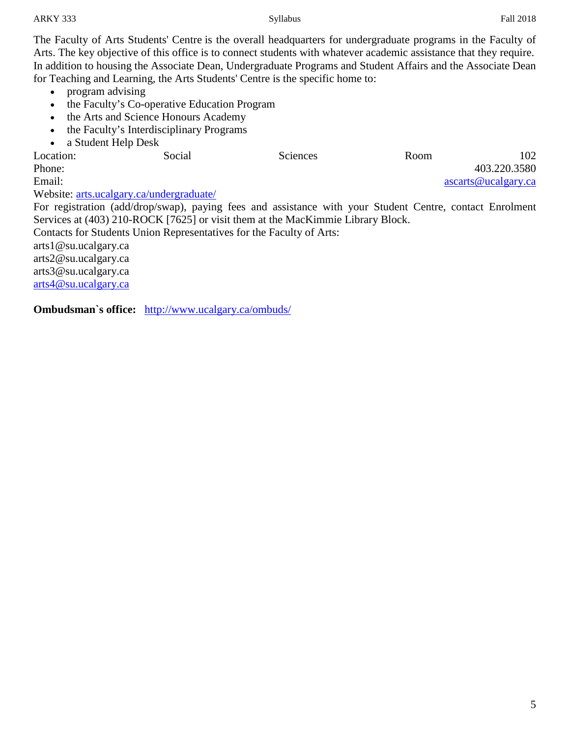The Faculty of Arts Students' Centre is the overall headquarters for undergraduate programs in the Faculty of Arts. The key objective of this office is to connect students with whatever academic assistance that they require. In addition to housing the Associate Dean, Undergraduate Programs and Student Affairs and the Associate Dean for Teaching and Learning, the Arts Students' Centre is the specific home to:

- program advising
- the Faculty's Co-operative Education Program
- the Arts and Science Honours Academy
- the Faculty's Interdisciplinary Programs
- a Student Help Desk

Location: Social Sciences Room 102
Phone: 403.220.3580
Email: ascarts@ucalgary.ca
Website: arts.ucalgary.ca/undergraduate/

For registration (add/drop/swap), paying fees and assistance with your Student Centre, contact Enrolment Services at (403) 210-ROCK [7625] or visit them at the MacKimmie Library Block.

Contacts for Students Union Representatives for the Faculty of Arts:
arts1@su.ucalgary.ca
arts2@su.ucalgary.ca
arts3@su.ucalgary.ca
arts4@su.ucalgary.ca

**Ombudsman`s office:** http://www.ucalgary.ca/ombuds/